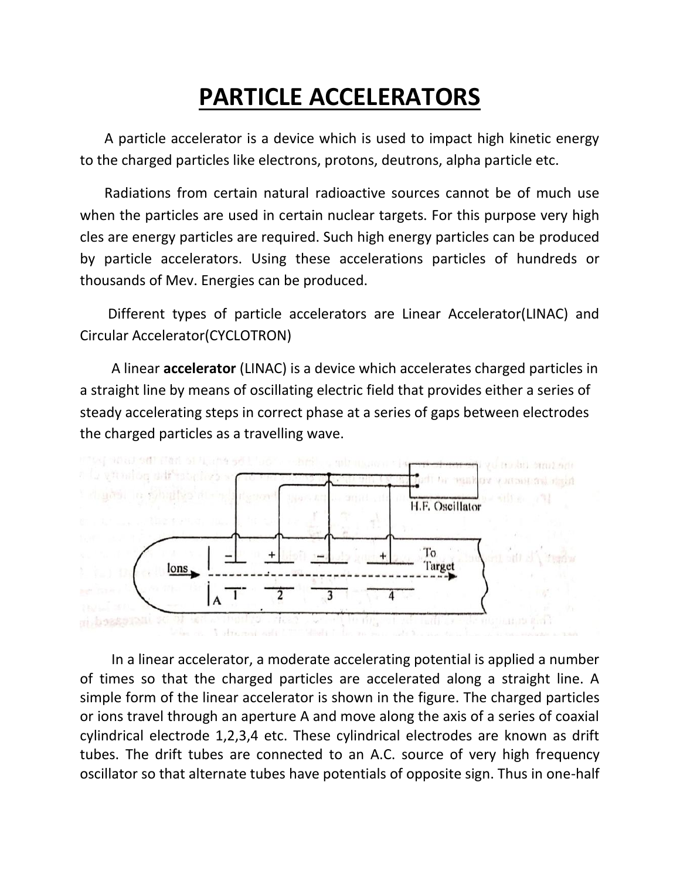# PARTICLE ACCELERATORS

A particle accelerator is a device which is used to impact high kinetic energy to the charged particles like electrons, protons, deutrons, alpha particle etc.

Radiations from certain natural radioactive sources cannot be of much use when the particles are used in certain nuclear targets. For this purpose very high cles are energy particles are required. Such high energy particles can be produced by particle accelerators. Using these accelerations particles of hundreds or thousands of Mev. Energies can be produced.

Different types of particle accelerators are Linear Accelerator(LINAC) and Circular Accelerator(CYCLOTRON)

A linear **accelerator** (LINAC) is a device which accelerates charged particles in a straight line by means of oscillating electric field that provides either a series of steady accelerating steps in correct phase at a series of gaps between electrodes the charged particles as a travelling wave.

In a linear accelerator, a moderate accelerating potential is applied a number of times so that the charged particles are accelerated along a straight line. A simple form of the linear accelerator is shown in the figure. The charged particles or ions travel through an aperture A and move along the axis of a series of coaxial cylindrical electrode 1,2,3,4 etc. These cylindrical electrodes are known as drift tubes. The drift tubes are connected to an A.C. source of very high frequency oscillator so that alternate tubes have potentials of opposite sign. Thus in one-half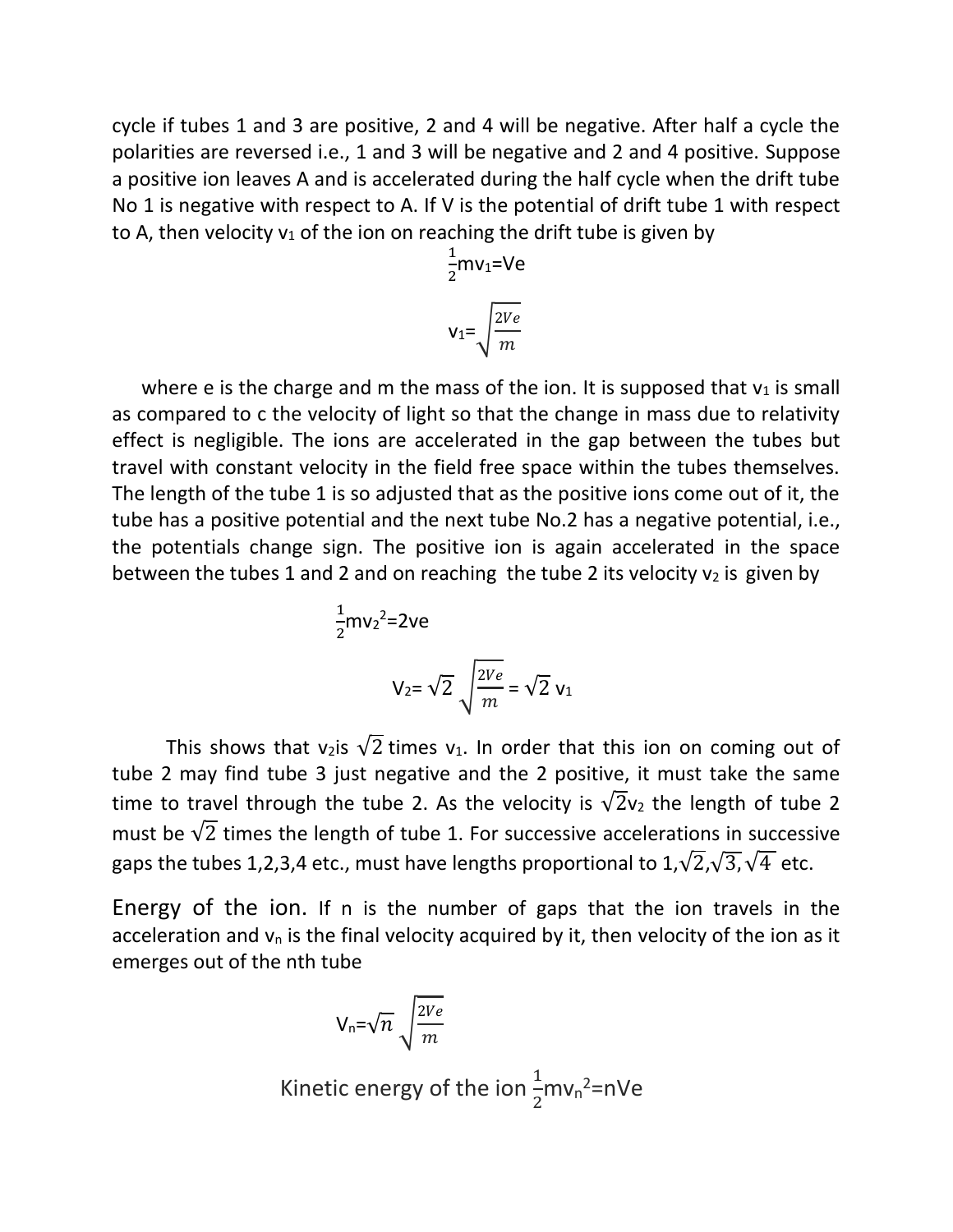cycle if tubes 1 and 3 are positive, 2 and 4 will be negative. After half a cycle the polarities are reversed i.e., 1 and 3 will be negative and 2 and 4 positive. Suppose a positive ion leaves A and is accelerated during the half cycle when the drift tube No 1 is negative with respect to A. If V is the potential of drift tube 1 with respect to A, then velocity $v_1$ of the ion on reaching the drift tube is given by

$$\frac{1}{2}mv_1 = Ve$$

$$v_1 = \sqrt{\frac{2Ve}{m}}$$

where e is the charge and m the mass of the ion. It is supposed that $v_1$ is small as compared to c the velocity of light so that the change in mass due to relativity effect is negligible. The ions are accelerated in the gap between the tubes but travel with constant velocity in the field free space within the tubes themselves. The length of the tube 1 is so adjusted that as the positive ions come out of it, the tube has a positive potential and the next tube No.2 has a negative potential, i.e., the potentials change sign. The positive ion is again accelerated in the space between the tubes 1 and 2 and on reaching the tube 2 its velocity $v_2$ is given by

$$\frac{1}{2}mv_2^2 = 2ve$$

$$V_2 = \sqrt{2}\sqrt{\frac{2Ve}{m}} = \sqrt{2}\, v_1$$

This shows that $v_2$ is $\sqrt{2}$ times $v_1$. In order that this ion on coming out of tube 2 may find tube 3 just negative and the 2 positive, it must take the same time to travel through the tube 2. As the velocity is $\sqrt{2}v_2$ the length of tube 2 must be $\sqrt{2}$ times the length of tube 1. For successive accelerations in successive gaps the tubes 1,2,3,4 etc., must have lengths proportional to 1,$\sqrt{2}$,$\sqrt{3}$,$\sqrt{4}$ etc.

**Energy of the ion.** If n is the number of gaps that the ion travels in the acceleration and $v_n$ is the final velocity acquired by it, then velocity of the ion as it emerges out of the nth tube

$$V_n = \sqrt{n}\sqrt{\frac{2Ve}{m}}$$

Kinetic energy of the ion $\frac{1}{2}mv_n^2 = nVe$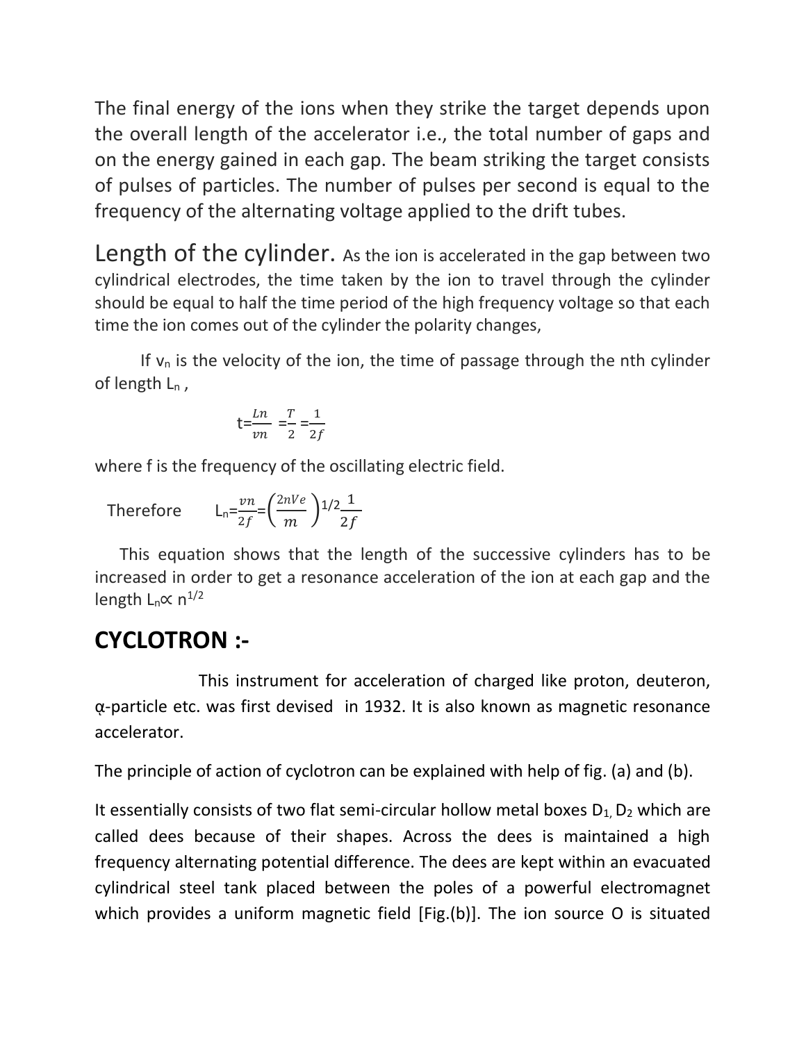The final energy of the ions when they strike the target depends upon the overall length of the accelerator i.e., the total number of gaps and on the energy gained in each gap. The beam striking the target consists of pulses of particles. The number of pulses per second is equal to the frequency of the alternating voltage applied to the drift tubes.

**Length of the cylinder.** As the ion is accelerated in the gap between two cylindrical electrodes, the time taken by the ion to travel through the cylinder should be equal to half the time period of the high frequency voltage so that each time the ion comes out of the cylinder the polarity changes,

If $v_n$ is the velocity of the ion, the time of passage through the nth cylinder of length $L_n$ ,

$$t=\frac{Ln}{vn}=\frac{T}{2}=\frac{1}{2f}$$

where f is the frequency of the oscillating electric field.

Therefore $$L_n=\frac{vn}{2f}=\left(\frac{2nVe}{m}\right)^{1/2}\frac{1}{2f}$$

This equation shows that the length of the successive cylinders has to be increased in order to get a resonance acceleration of the ion at each gap and the length $L_n \propto n^{1/2}$

## CYCLOTRON :-

This instrument for acceleration of charged like proton, deuteron, α-particle etc. was first devised in 1932. It is also known as magnetic resonance accelerator.

The principle of action of cyclotron can be explained with help of fig. (a) and (b).

It essentially consists of two flat semi-circular hollow metal boxes $D_1, D_2$ which are called dees because of their shapes. Across the dees is maintained a high frequency alternating potential difference. The dees are kept within an evacuated cylindrical steel tank placed between the poles of a powerful electromagnet which provides a uniform magnetic field [Fig.(b)]. The ion source O is situated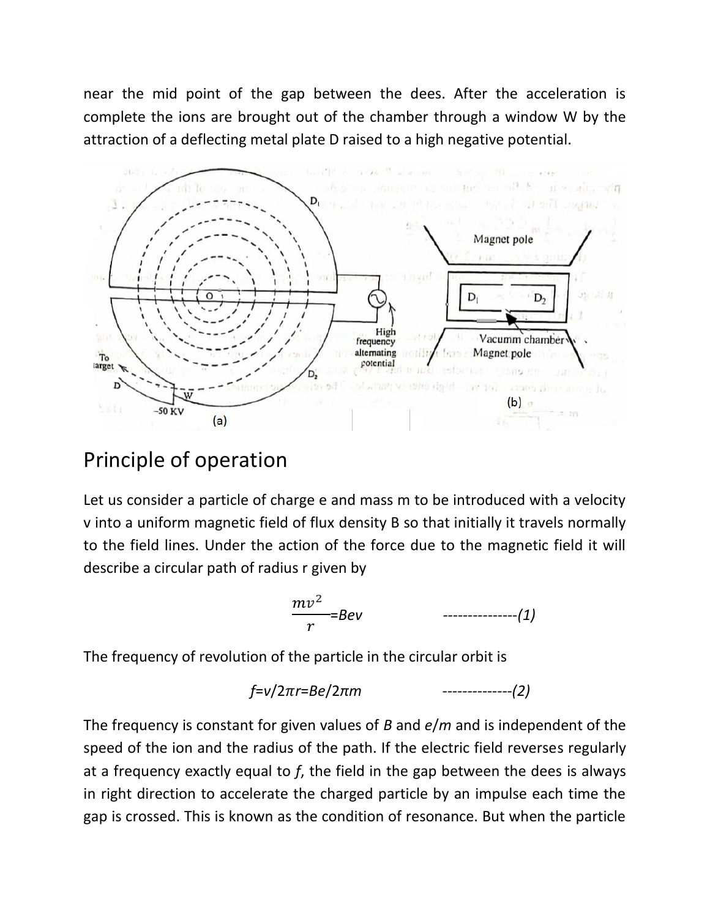near the mid point of the gap between the dees. After the acceleration is complete the ions are brought out of the chamber through a window W by the attraction of a deflecting metal plate D raised to a high negative potential.

## Principle of operation

Let us consider a particle of charge e and mass m to be introduced with a velocity v into a uniform magnetic field of flux density B so that initially it travels normally to the field lines. Under the action of the force due to the magnetic field it will describe a circular path of radius r given by

$$\frac{mv^2}{r} = Bev \qquad \text{---------------(1)}$$

The frequency of revolution of the particle in the circular orbit is

$$f = v/2\pi r = Be/2\pi m \qquad \text{--------------(2)}$$

The frequency is constant for given values of $B$ and $e/m$ and is independent of the speed of the ion and the radius of the path. If the electric field reverses regularly at a frequency exactly equal to $f$, the field in the gap between the dees is always in right direction to accelerate the charged particle by an impulse each time the gap is crossed. This is known as the condition of resonance. But when the particle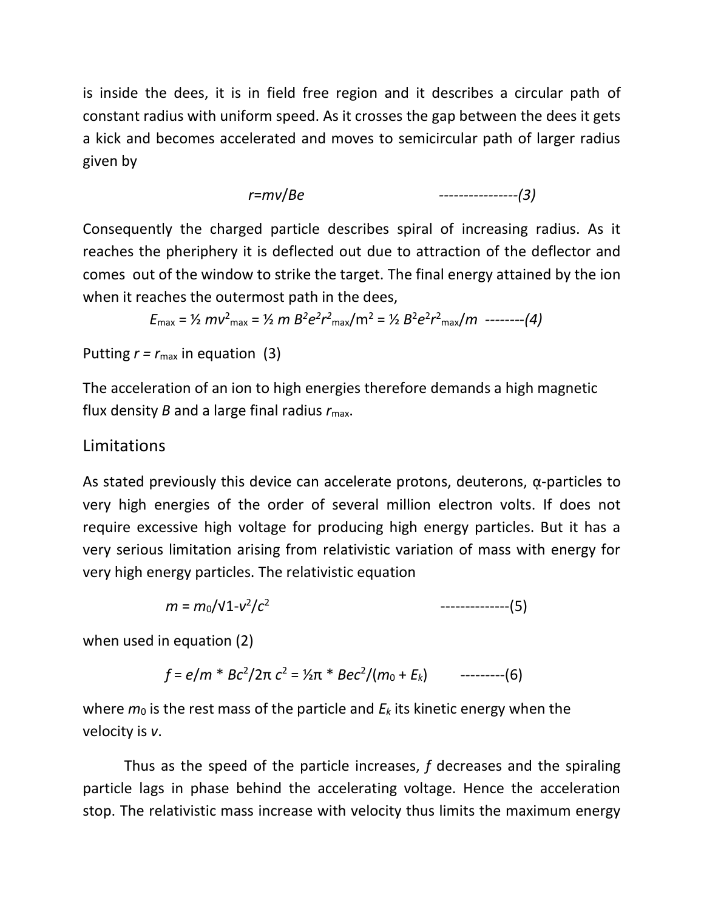is inside the dees, it is in field free region and it describes a circular path of constant radius with uniform speed. As it crosses the gap between the dees it gets a kick and becomes accelerated and moves to semicircular path of larger radius given by

$$r = mv/Be \qquad \text{----------------}(3)$$

Consequently the charged particle describes spiral of increasing radius. As it reaches the pheriphery it is deflected out due to attraction of the deflector and comes out of the window to strike the target. The final energy attained by the ion when it reaches the outermost path in the dees,

$$E_{max} = ½\, mv^2_{max} = ½\, m\, B^2e^2r^2_{max}/m^2 = ½\, B^2e^2r^2_{max}/m \qquad \text{--------}(4)$$

Putting $r = r_{max}$ in equation (3)

The acceleration of an ion to high energies therefore demands a high magnetic flux density $B$ and a large final radius $r_{max}$.

## Limitations

As stated previously this device can accelerate protons, deuterons, α-particles to very high energies of the order of several million electron volts. If does not require excessive high voltage for producing high energy particles. But it has a very serious limitation arising from relativistic variation of mass with energy for very high energy particles. The relativistic equation

$$m = m_0/\sqrt{1-v^2/c^2} \qquad \text{--------------}(5)$$

when used in equation (2)

$$f = e/m * Bc^2/2\pi\, c^2 = ½\pi * Bec^2/(m_0 + E_k) \qquad \text{---------}(6)$$

where $m_0$ is the rest mass of the particle and $E_k$ its kinetic energy when the velocity is $v$.

Thus as the speed of the particle increases, $f$ decreases and the spiraling particle lags in phase behind the accelerating voltage. Hence the acceleration stop. The relativistic mass increase with velocity thus limits the maximum energy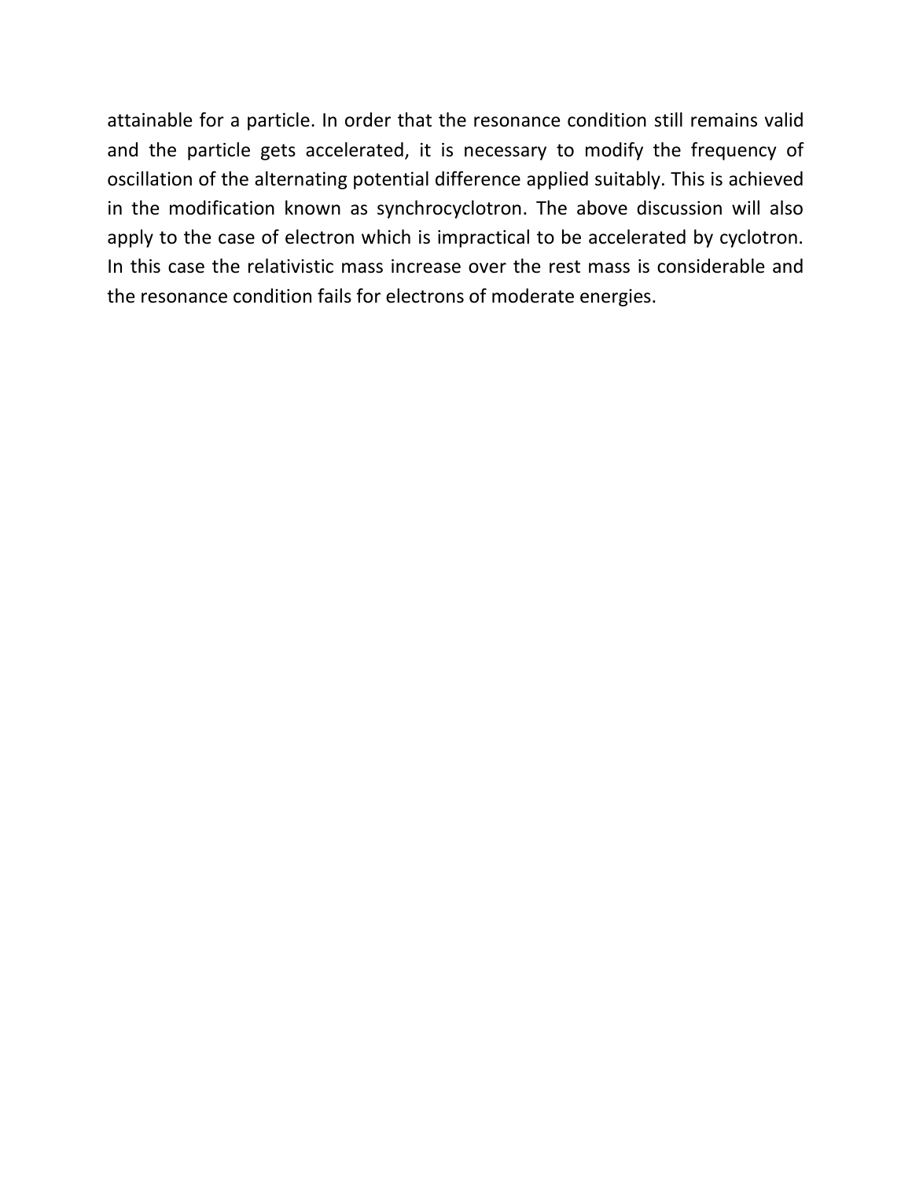attainable for a particle. In order that the resonance condition still remains valid and the particle gets accelerated, it is necessary to modify the frequency of oscillation of the alternating potential difference applied suitably. This is achieved in the modification known as synchrocyclotron. The above discussion will also apply to the case of electron which is impractical to be accelerated by cyclotron. In this case the relativistic mass increase over the rest mass is considerable and the resonance condition fails for electrons of moderate energies.